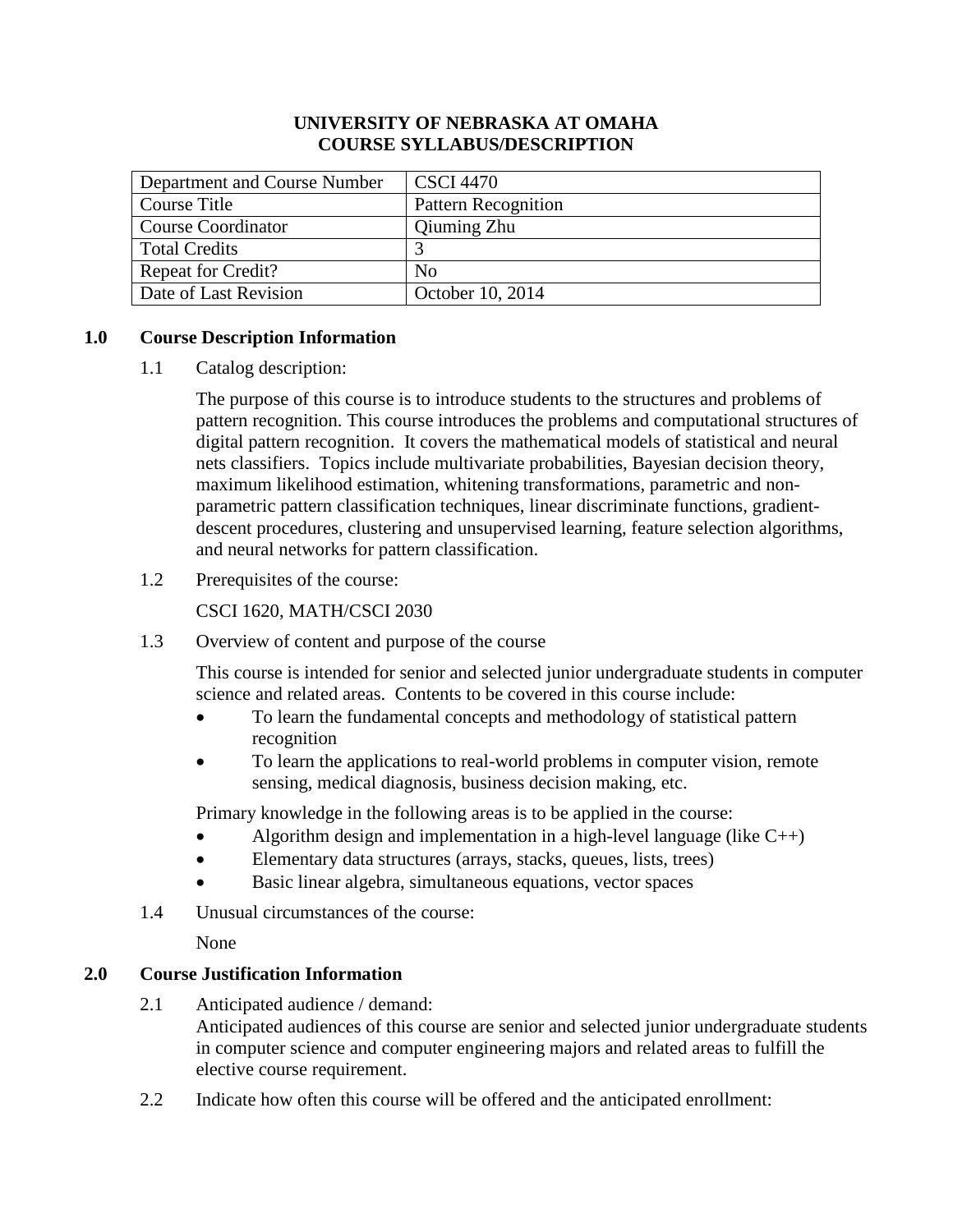**UNIVERSITY OF NEBRASKA AT OMAHA**
**COURSE SYLLABUS/DESCRIPTION**

| Department and Course Number | CSCI 4470 |
|---|---|
| Course Title | Pattern Recognition |
| Course Coordinator | Qiuming Zhu |
| Total Credits | 3 |
| Repeat for Credit? | No |
| Date of Last Revision | October 10, 2014 |

## 1.0 Course Description Information

1.1 Catalog description:

The purpose of this course is to introduce students to the structures and problems of pattern recognition. This course introduces the problems and computational structures of digital pattern recognition. It covers the mathematical models of statistical and neural nets classifiers. Topics include multivariate probabilities, Bayesian decision theory, maximum likelihood estimation, whitening transformations, parametric and non-parametric pattern classification techniques, linear discriminate functions, gradient-descent procedures, clustering and unsupervised learning, feature selection algorithms, and neural networks for pattern classification.

1.2 Prerequisites of the course:

CSCI 1620, MATH/CSCI 2030

1.3 Overview of content and purpose of the course

This course is intended for senior and selected junior undergraduate students in computer science and related areas. Contents to be covered in this course include:

- To learn the fundamental concepts and methodology of statistical pattern recognition
- To learn the applications to real-world problems in computer vision, remote sensing, medical diagnosis, business decision making, etc.

Primary knowledge in the following areas is to be applied in the course:

- Algorithm design and implementation in a high-level language (like C++)
- Elementary data structures (arrays, stacks, queues, lists, trees)
- Basic linear algebra, simultaneous equations, vector spaces

1.4 Unusual circumstances of the course:

None

## 2.0 Course Justification Information

2.1 Anticipated audience / demand:
Anticipated audiences of this course are senior and selected junior undergraduate students in computer science and computer engineering majors and related areas to fulfill the elective course requirement.

2.2 Indicate how often this course will be offered and the anticipated enrollment: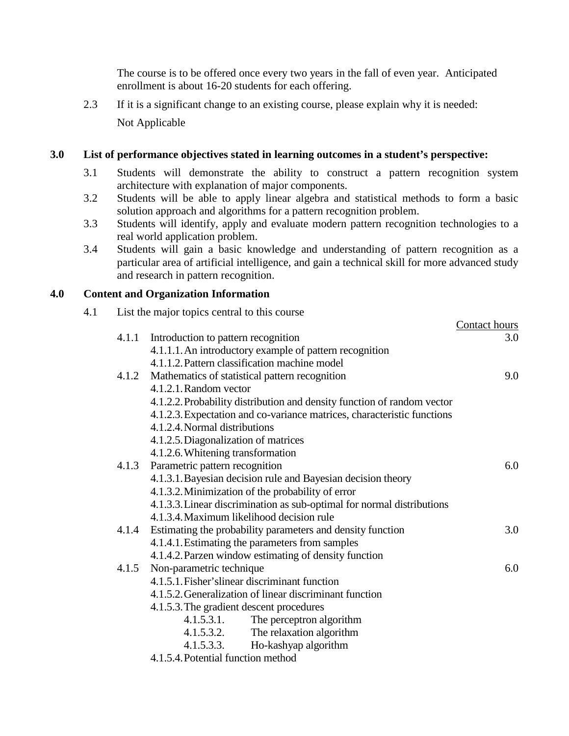The course is to be offered once every two years in the fall of even year. Anticipated enrollment is about 16-20 students for each offering.

2.3 If it is a significant change to an existing course, please explain why it is needed:

Not Applicable

## 3.0 List of performance objectives stated in learning outcomes in a student's perspective:

3.1 Students will demonstrate the ability to construct a pattern recognition system architecture with explanation of major components.

3.2 Students will be able to apply linear algebra and statistical methods to form a basic solution approach and algorithms for a pattern recognition problem.

3.3 Students will identify, apply and evaluate modern pattern recognition technologies to a real world application problem.

3.4 Students will gain a basic knowledge and understanding of pattern recognition as a particular area of artificial intelligence, and gain a technical skill for more advanced study and research in pattern recognition.

## 4.0 Content and Organization Information

4.1 List the major topics central to this course

| | Topic | Contact hours |
|---|---|---|
| 4.1.1 | Introduction to pattern recognition | 3.0 |
| | 4.1.1.1. An introductory example of pattern recognition | |
| | 4.1.1.2. Pattern classification machine model | |
| 4.1.2 | Mathematics of statistical pattern recognition | 9.0 |
| | 4.1.2.1. Random vector | |
| | 4.1.2.2. Probability distribution and density function of random vector | |
| | 4.1.2.3. Expectation and co-variance matrices, characteristic functions | |
| | 4.1.2.4. Normal distributions | |
| | 4.1.2.5. Diagonalization of matrices | |
| | 4.1.2.6. Whitening transformation | |
| 4.1.3 | Parametric pattern recognition | 6.0 |
| | 4.1.3.1. Bayesian decision rule and Bayesian decision theory | |
| | 4.1.3.2. Minimization of the probability of error | |
| | 4.1.3.3. Linear discrimination as sub-optimal for normal distributions | |
| | 4.1.3.4. Maximum likelihood decision rule | |
| 4.1.4 | Estimating the probability parameters and density function | 3.0 |
| | 4.1.4.1. Estimating the parameters from samples | |
| | 4.1.4.2. Parzen window estimating of density function | |
| 4.1.5 | Non-parametric technique | 6.0 |
| | 4.1.5.1. Fisher'slinear discriminant function | |
| | 4.1.5.2. Generalization of linear discriminant function | |
| | 4.1.5.3. The gradient descent procedures | |
| | 4.1.5.3.1. The perceptron algorithm | |
| | 4.1.5.3.2. The relaxation algorithm | |
| | 4.1.5.3.3. Ho-kashyap algorithm | |
| | 4.1.5.4. Potential function method | |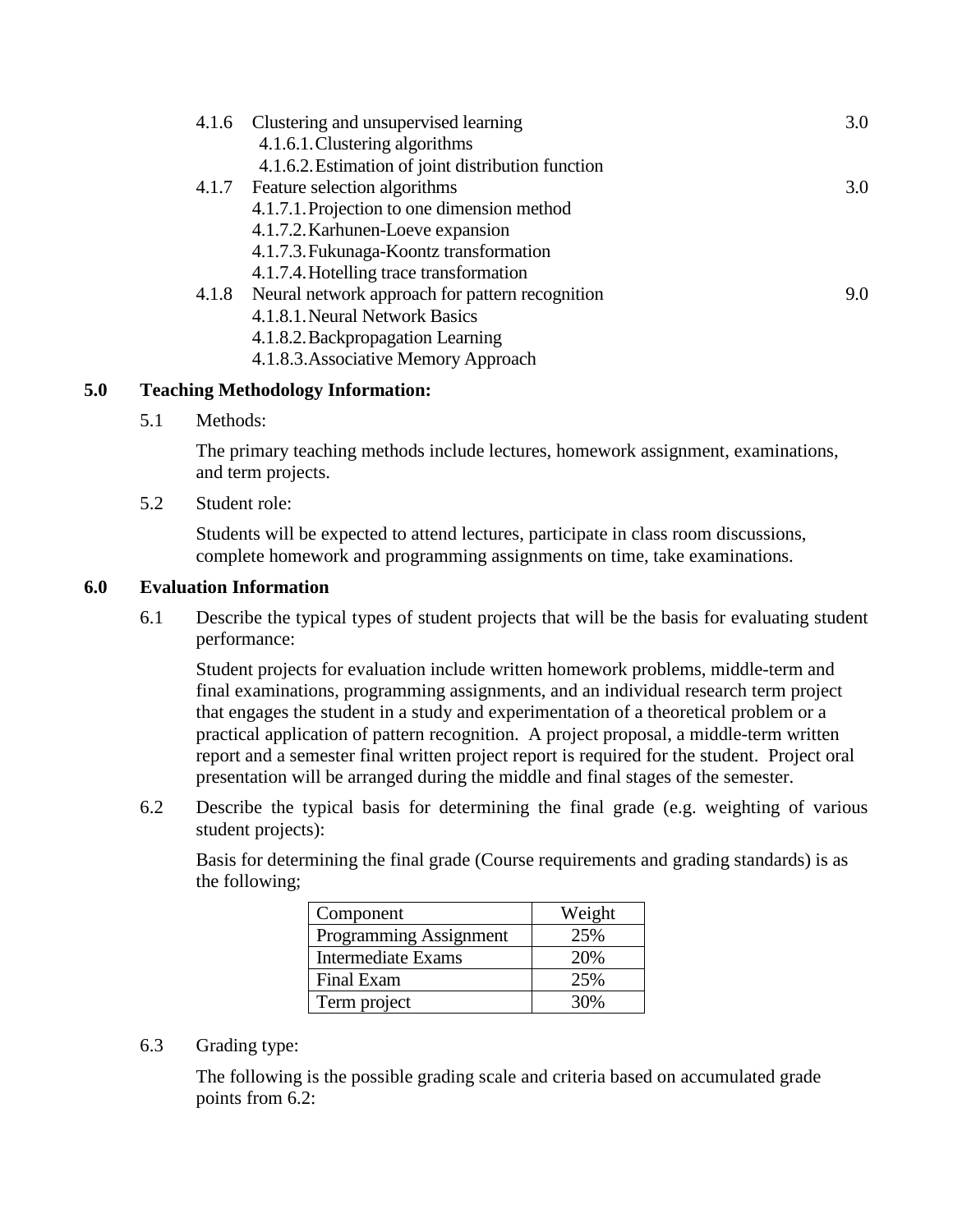4.1.6 Clustering and unsupervised learning 3.0

- 4.1.6.1. Clustering algorithms
- 4.1.6.2. Estimation of joint distribution function

4.1.7 Feature selection algorithms 3.0

- 4.1.7.1. Projection to one dimension method
- 4.1.7.2. Karhunen-Loeve expansion
- 4.1.7.3. Fukunaga-Koontz transformation
- 4.1.7.4. Hotelling trace transformation

4.1.8 Neural network approach for pattern recognition 9.0

- 4.1.8.1. Neural Network Basics
- 4.1.8.2. Backpropagation Learning
- 4.1.8.3. Associative Memory Approach

## 5.0 Teaching Methodology Information:

5.1 Methods:

The primary teaching methods include lectures, homework assignment, examinations, and term projects.

5.2 Student role:

Students will be expected to attend lectures, participate in class room discussions, complete homework and programming assignments on time, take examinations.

## 6.0 Evaluation Information

6.1 Describe the typical types of student projects that will be the basis for evaluating student performance:

Student projects for evaluation include written homework problems, middle-term and final examinations, programming assignments, and an individual research term project that engages the student in a study and experimentation of a theoretical problem or a practical application of pattern recognition. A project proposal, a middle-term written report and a semester final written project report is required for the student. Project oral presentation will be arranged during the middle and final stages of the semester.

6.2 Describe the typical basis for determining the final grade (e.g. weighting of various student projects):

Basis for determining the final grade (Course requirements and grading standards) is as the following;

| Component | Weight |
| --- | --- |
| Programming Assignment | 25% |
| Intermediate Exams | 20% |
| Final Exam | 25% |
| Term project | 30% |

6.3 Grading type:

The following is the possible grading scale and criteria based on accumulated grade points from 6.2: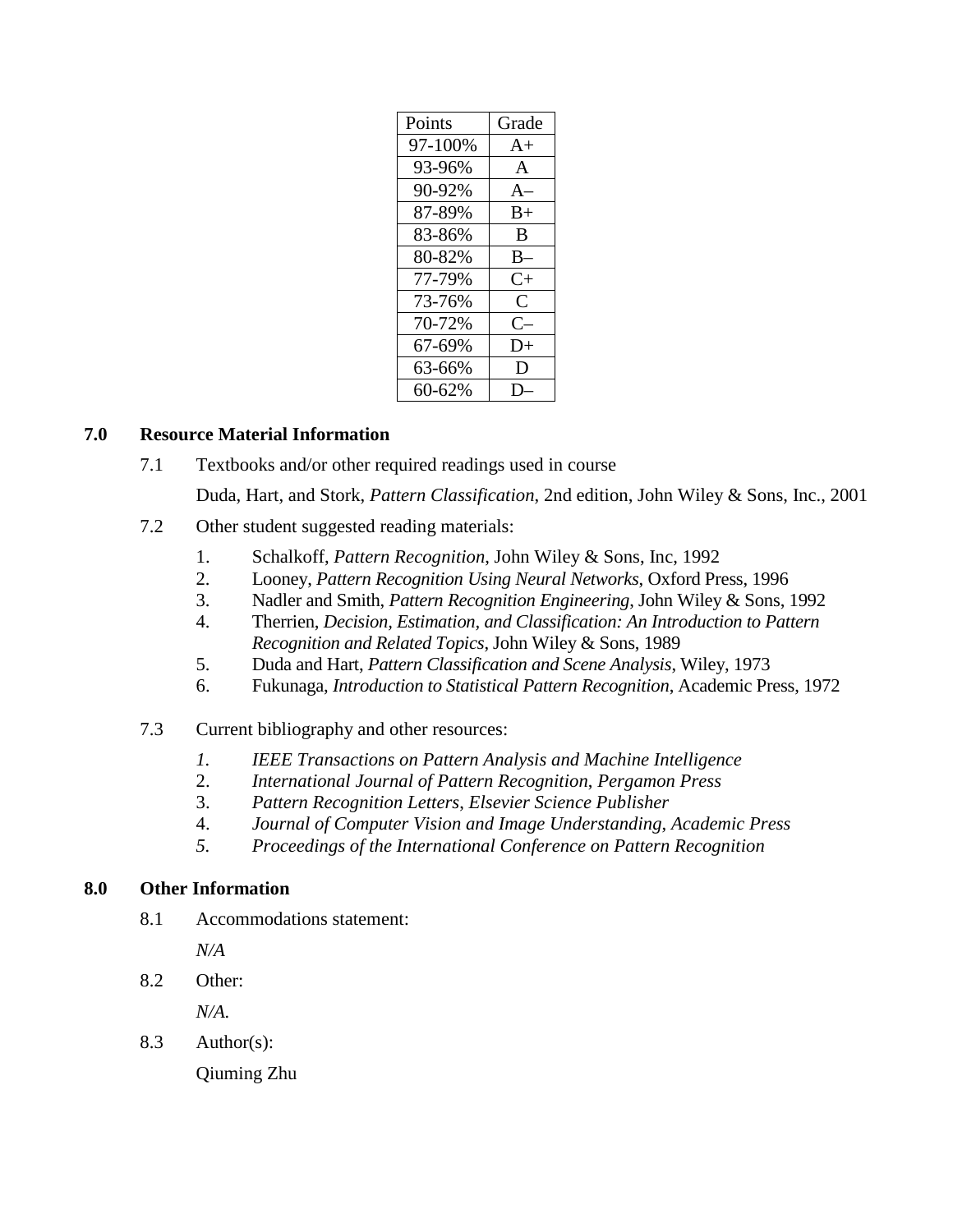| Points | Grade |
|---|---|
| 97-100% | A+ |
| 93-96% | A |
| 90-92% | A– |
| 87-89% | B+ |
| 83-86% | B |
| 80-82% | B– |
| 77-79% | C+ |
| 73-76% | C |
| 70-72% | C– |
| 67-69% | D+ |
| 63-66% | D |
| 60-62% | D– |

## 7.0 Resource Material Information

7.1 Textbooks and/or other required readings used in course

Duda, Hart, and Stork, *Pattern Classification*, 2nd edition, John Wiley & Sons, Inc., 2001

7.2 Other student suggested reading materials:

1. Schalkoff, *Pattern Recognition*, John Wiley & Sons, Inc, 1992
2. Looney, *Pattern Recognition Using Neural Networks*, Oxford Press, 1996
3. Nadler and Smith, *Pattern Recognition Engineering*, John Wiley & Sons, 1992
4. Therrien, *Decision, Estimation, and Classification: An Introduction to Pattern Recognition and Related Topics*, John Wiley & Sons, 1989
5. Duda and Hart, *Pattern Classification and Scene Analysis*, Wiley, 1973
6. Fukunaga, *Introduction to Statistical Pattern Recognition*, Academic Press, 1972

7.3 Current bibliography and other resources:

1. *IEEE Transactions on Pattern Analysis and Machine Intelligence*
2. *International Journal of Pattern Recognition, Pergamon Press*
3. *Pattern Recognition Letters, Elsevier Science Publisher*
4. *Journal of Computer Vision and Image Understanding, Academic Press*
5. *Proceedings of the International Conference on Pattern Recognition*

## 8.0 Other Information

8.1 Accommodations statement:

*N/A*

8.2 Other:

*N/A.*

8.3 Author(s):

Qiuming Zhu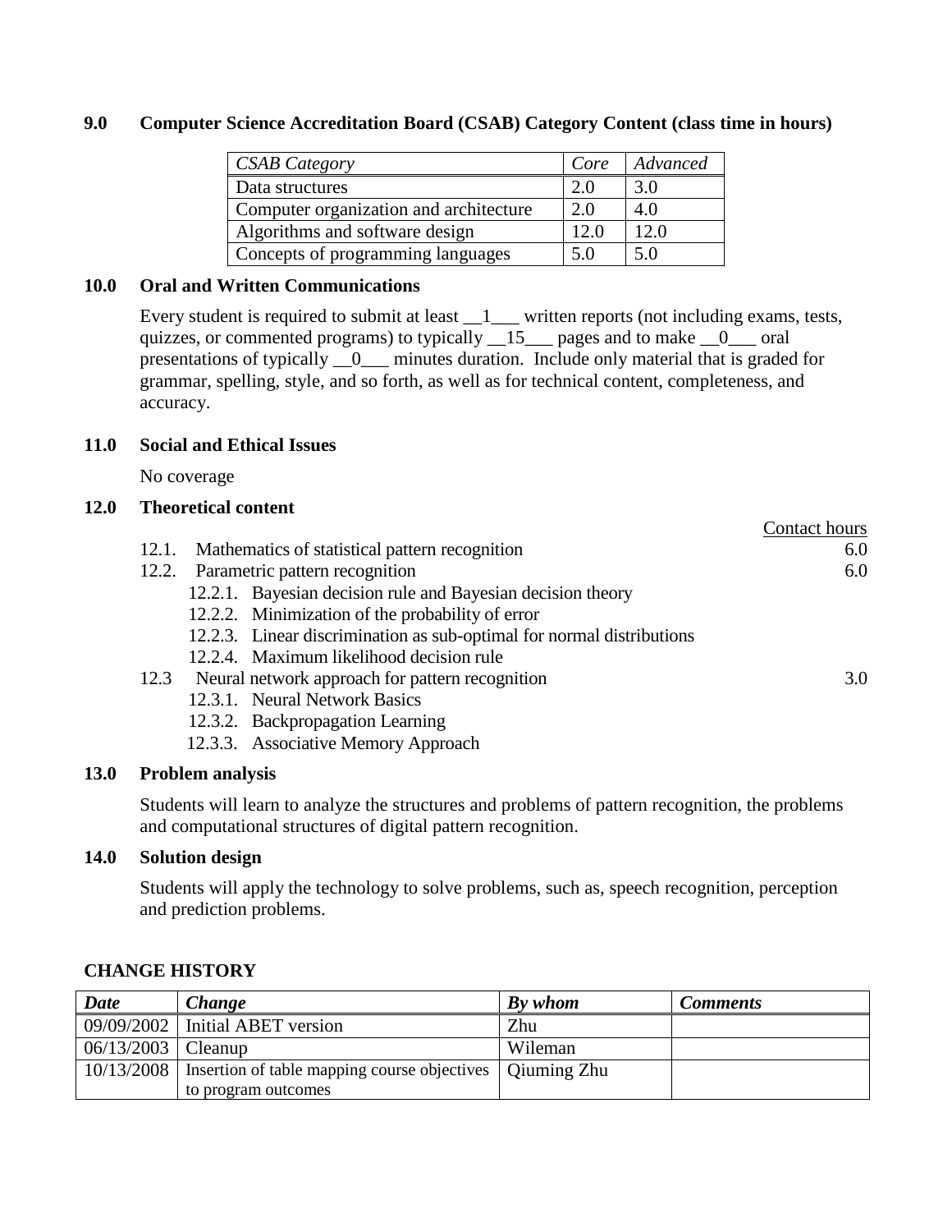## 9.0 Computer Science Accreditation Board (CSAB) Category Content (class time in hours)

| *CSAB Category* | *Core* | *Advanced* |
|---|---|---|
| Data structures | 2.0 | 3.0 |
| Computer organization and architecture | 2.0 | 4.0 |
| Algorithms and software design | 12.0 | 12.0 |
| Concepts of programming languages | 5.0 | 5.0 |

## 10.0 Oral and Written Communications

Every student is required to submit at least __1___ written reports (not including exams, tests, quizzes, or commented programs) to typically __15___ pages and to make __0___ oral presentations of typically __0___ minutes duration. Include only material that is graded for grammar, spelling, style, and so forth, as well as for technical content, completeness, and accuracy.

## 11.0 Social and Ethical Issues

No coverage

## 12.0 Theoretical content

| | Contact hours |
|---|---|
| 12.1. Mathematics of statistical pattern recognition | 6.0 |
| 12.2. Parametric pattern recognition | 6.0 |
| 12.2.1. Bayesian decision rule and Bayesian decision theory | |
| 12.2.2. Minimization of the probability of error | |
| 12.2.3. Linear discrimination as sub-optimal for normal distributions | |
| 12.2.4. Maximum likelihood decision rule | |
| 12.3 Neural network approach for pattern recognition | 3.0 |
| 12.3.1. Neural Network Basics | |
| 12.3.2. Backpropagation Learning | |
| 12.3.3. Associative Memory Approach | |

## 13.0 Problem analysis

Students will learn to analyze the structures and problems of pattern recognition, the problems and computational structures of digital pattern recognition.

## 14.0 Solution design

Students will apply the technology to solve problems, such as, speech recognition, perception and prediction problems.

## CHANGE HISTORY

| *Date* | *Change* | *By whom* | *Comments* |
|---|---|---|---|
| 09/09/2002 | Initial ABET version | Zhu | |
| 06/13/2003 | Cleanup | Wileman | |
| 10/13/2008 | Insertion of table mapping course objectives to program outcomes | Qiuming Zhu | |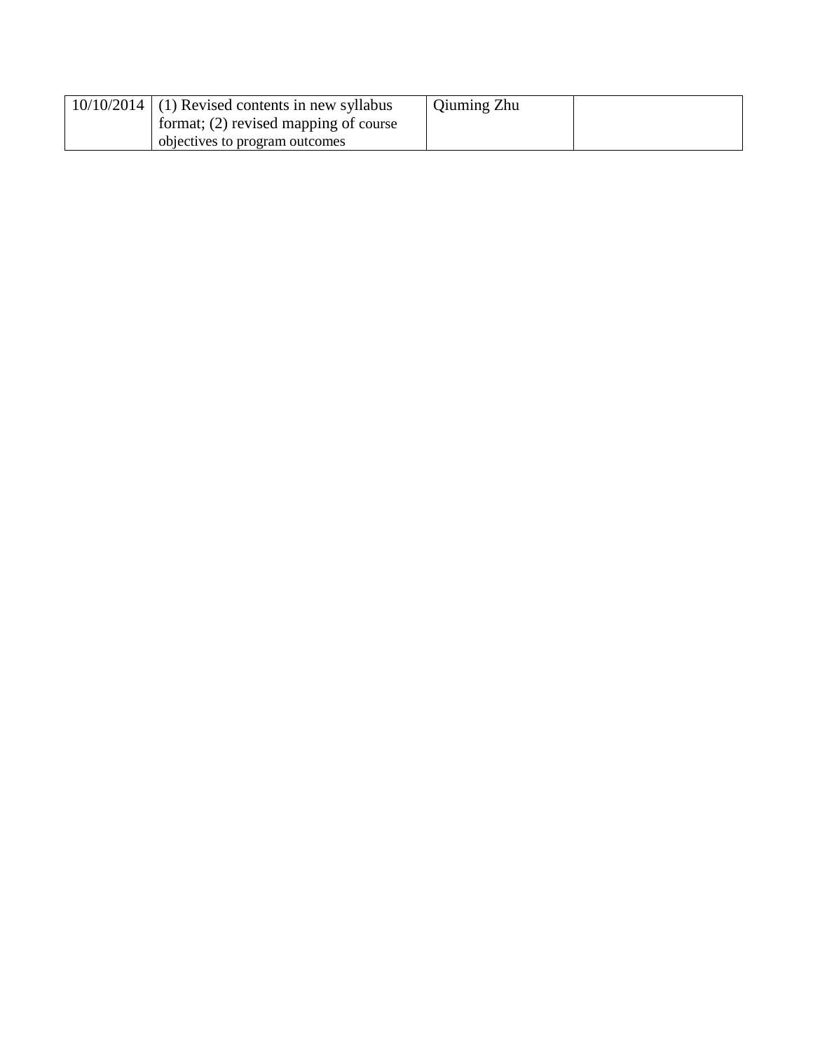| 10/10/2014 | (1) Revised contents in new syllabus format; (2) revised mapping of course objectives to program outcomes | Qiuming Zhu | |
|---|---|---|---|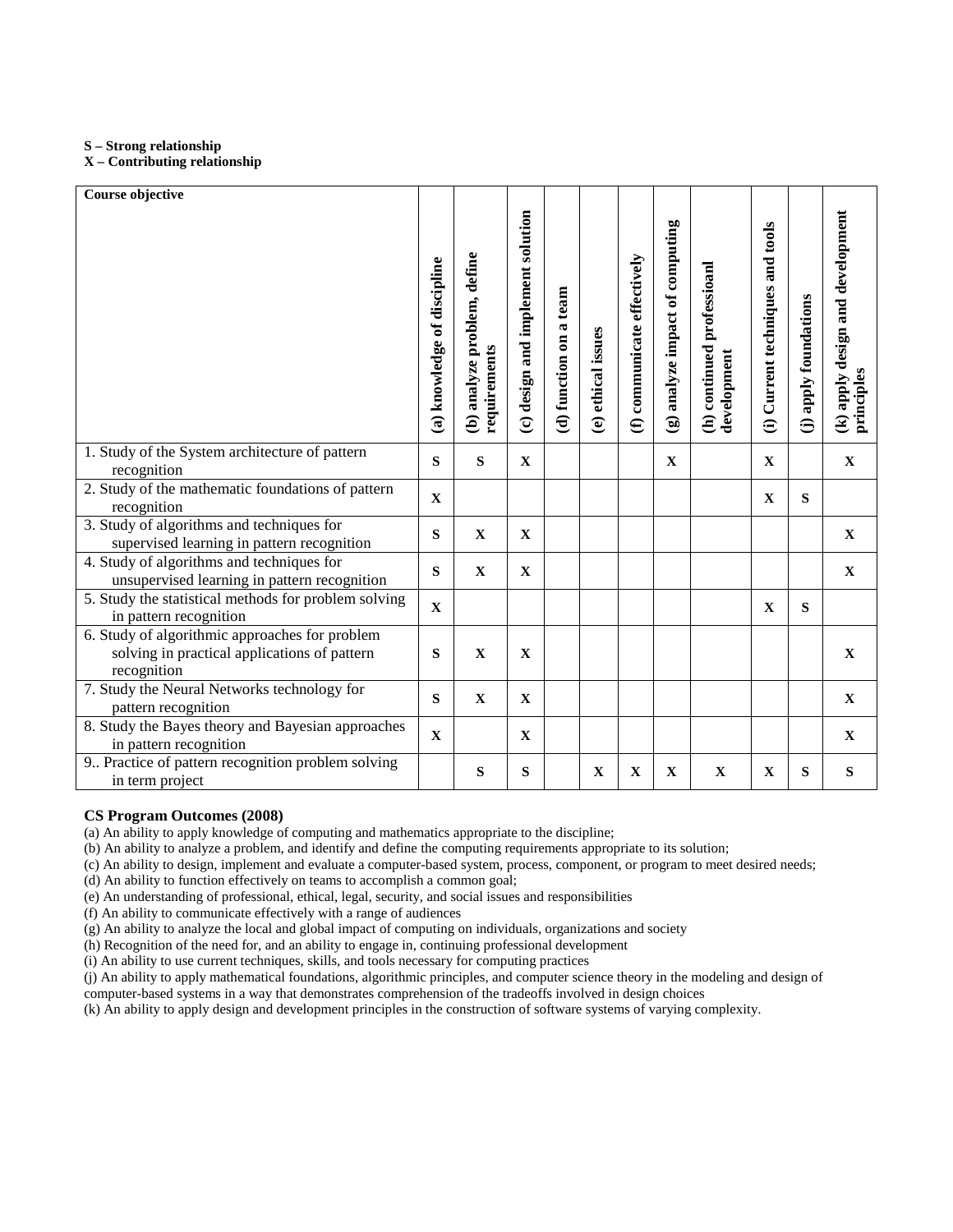**S – Strong relationship**
**X – Contributing relationship**

| Course objective | (a) knowledge of discipline | (b) analyze problem, define requirements | (c) design and implement solution | (d) function on a team | (e) ethical issues | (f) communicate effectively | (g) analyze impact of computing | (h) continued professioanl development | (i) Current techniques and tools | (j) apply foundations | (k) apply design and development principles |
|---|---|---|---|---|---|---|---|---|---|---|---|
| 1. Study of the System architecture of pattern recognition | S | S | X | | | | X | | X | | X |
| 2. Study of the mathematic foundations of pattern recognition | X | | | | | | | | X | S | |
| 3. Study of algorithms and techniques for supervised learning in pattern recognition | S | X | X | | | | | | | | X |
| 4. Study of algorithms and techniques for unsupervised learning in pattern recognition | S | X | X | | | | | | | | X |
| 5. Study the statistical methods for problem solving in pattern recognition | X | | | | | | | | X | S | |
| 6. Study of algorithmic approaches for problem solving in practical applications of pattern recognition | S | X | X | | | | | | | | X |
| 7. Study the Neural Networks technology for pattern recognition | S | X | X | | | | | | | | X |
| 8. Study the Bayes theory and Bayesian approaches in pattern recognition | X | | X | | | | | | | | X |
| 9.. Practice of pattern recognition problem solving in term project | | S | S | | X | X | X | X | X | S | S |

**CS Program Outcomes (2008)**

(a) An ability to apply knowledge of computing and mathematics appropriate to the discipline;
(b) An ability to analyze a problem, and identify and define the computing requirements appropriate to its solution;
(c) An ability to design, implement and evaluate a computer-based system, process, component, or program to meet desired needs;
(d) An ability to function effectively on teams to accomplish a common goal;
(e) An understanding of professional, ethical, legal, security, and social issues and responsibilities
(f) An ability to communicate effectively with a range of audiences
(g) An ability to analyze the local and global impact of computing on individuals, organizations and society
(h) Recognition of the need for, and an ability to engage in, continuing professional development
(i) An ability to use current techniques, skills, and tools necessary for computing practices
(j) An ability to apply mathematical foundations, algorithmic principles, and computer science theory in the modeling and design of computer-based systems in a way that demonstrates comprehension of the tradeoffs involved in design choices
(k) An ability to apply design and development principles in the construction of software systems of varying complexity.